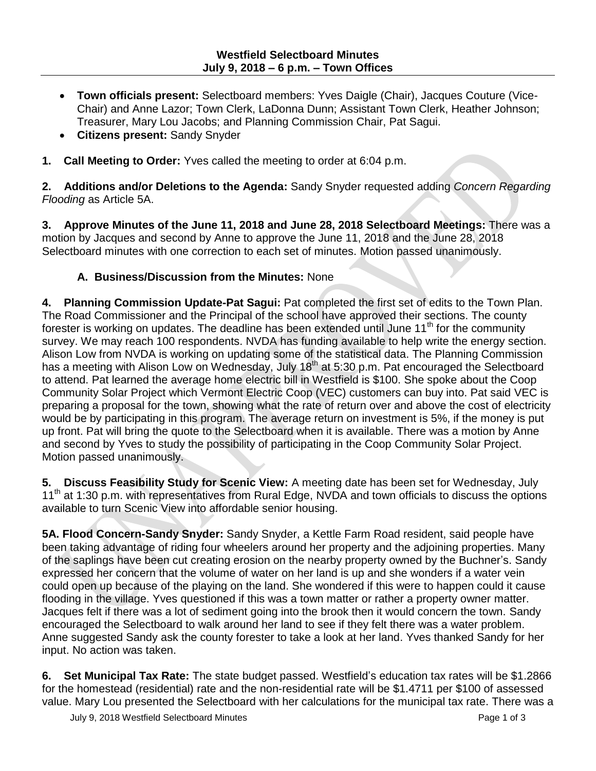**Westfield Selectboard Minutes**
**July 9, 2018 – 6 p.m. – Town Offices**

- **Town officials present:** Selectboard members: Yves Daigle (Chair), Jacques Couture (Vice-Chair) and Anne Lazor; Town Clerk, LaDonna Dunn; Assistant Town Clerk, Heather Johnson; Treasurer, Mary Lou Jacobs; and Planning Commission Chair, Pat Sagui.
- **Citizens present:** Sandy Snyder

**1. Call Meeting to Order:** Yves called the meeting to order at 6:04 p.m.

**2. Additions and/or Deletions to the Agenda:** Sandy Snyder requested adding *Concern Regarding Flooding* as Article 5A.

**3. Approve Minutes of the June 11, 2018 and June 28, 2018 Selectboard Meetings:** There was a motion by Jacques and second by Anne to approve the June 11, 2018 and the June 28, 2018 Selectboard minutes with one correction to each set of minutes. Motion passed unanimously.

**A. Business/Discussion from the Minutes:** None

**4. Planning Commission Update-Pat Sagui:** Pat completed the first set of edits to the Town Plan. The Road Commissioner and the Principal of the school have approved their sections. The county forester is working on updates. The deadline has been extended until June 11th for the community survey. We may reach 100 respondents. NVDA has funding available to help write the energy section. Alison Low from NVDA is working on updating some of the statistical data. The Planning Commission has a meeting with Alison Low on Wednesday, July 18th at 5:30 p.m. Pat encouraged the Selectboard to attend. Pat learned the average home electric bill in Westfield is $100. She spoke about the Coop Community Solar Project which Vermont Electric Coop (VEC) customers can buy into. Pat said VEC is preparing a proposal for the town, showing what the rate of return over and above the cost of electricity would be by participating in this program. The average return on investment is 5%, if the money is put up front. Pat will bring the quote to the Selectboard when it is available. There was a motion by Anne and second by Yves to study the possibility of participating in the Coop Community Solar Project. Motion passed unanimously.

**5. Discuss Feasibility Study for Scenic View:** A meeting date has been set for Wednesday, July 11th at 1:30 p.m. with representatives from Rural Edge, NVDA and town officials to discuss the options available to turn Scenic View into affordable senior housing.

**5A. Flood Concern-Sandy Snyder:** Sandy Snyder, a Kettle Farm Road resident, said people have been taking advantage of riding four wheelers around her property and the adjoining properties. Many of the saplings have been cut creating erosion on the nearby property owned by the Buchner's. Sandy expressed her concern that the volume of water on her land is up and she wonders if a water vein could open up because of the playing on the land. She wondered if this were to happen could it cause flooding in the village. Yves questioned if this was a town matter or rather a property owner matter. Jacques felt if there was a lot of sediment going into the brook then it would concern the town. Sandy encouraged the Selectboard to walk around her land to see if they felt there was a water problem. Anne suggested Sandy ask the county forester to take a look at her land. Yves thanked Sandy for her input. No action was taken.

**6. Set Municipal Tax Rate:** The state budget passed. Westfield's education tax rates will be $1.2866 for the homestead (residential) rate and the non-residential rate will be $1.4711 per $100 of assessed value. Mary Lou presented the Selectboard with her calculations for the municipal tax rate. There was a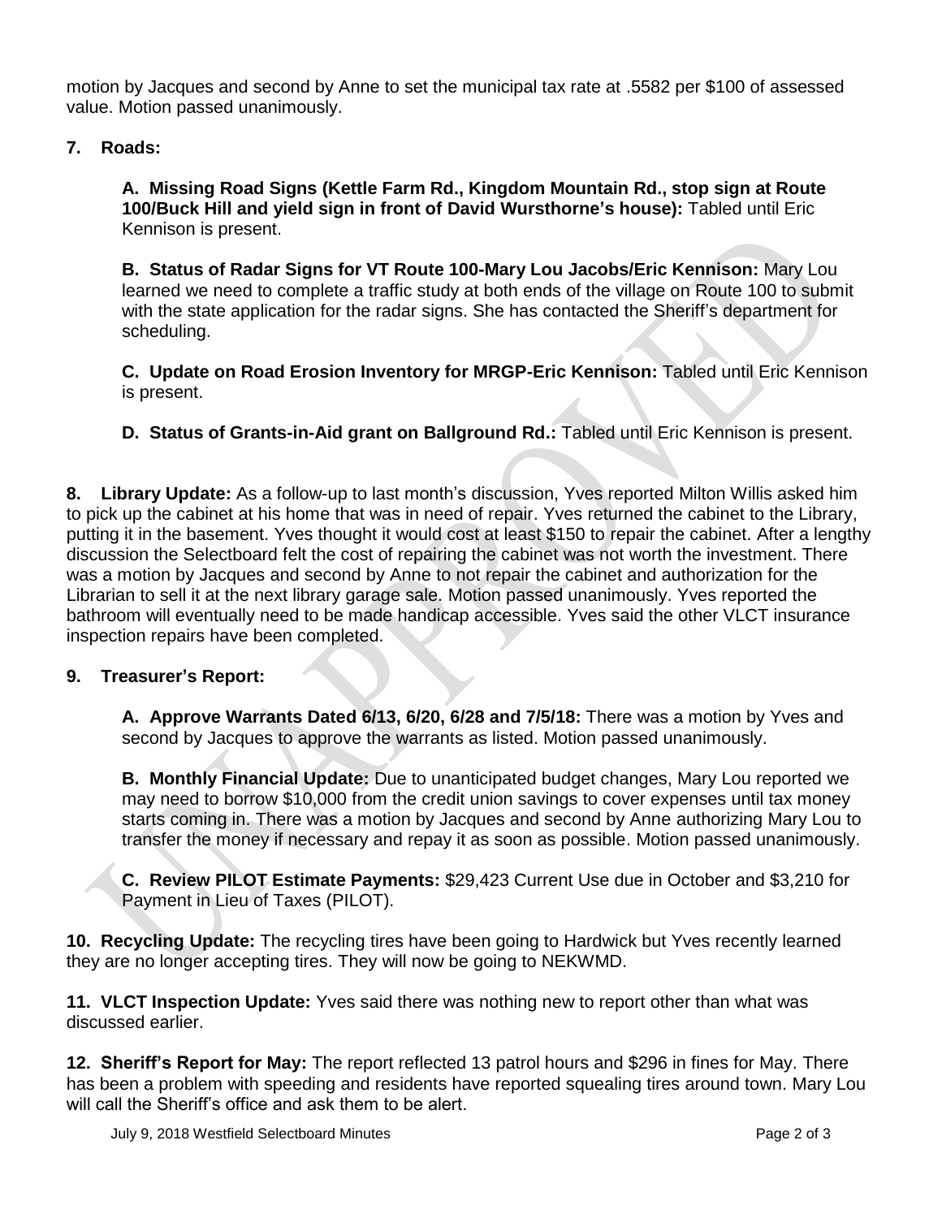motion by Jacques and second by Anne to set the municipal tax rate at .5582 per $100 of assessed value. Motion passed unanimously.

**7. Roads:**

**A. Missing Road Signs (Kettle Farm Rd., Kingdom Mountain Rd., stop sign at Route 100/Buck Hill and yield sign in front of David Wursthorne's house):** Tabled until Eric Kennison is present.

**B. Status of Radar Signs for VT Route 100-Mary Lou Jacobs/Eric Kennison:** Mary Lou learned we need to complete a traffic study at both ends of the village on Route 100 to submit with the state application for the radar signs. She has contacted the Sheriff's department for scheduling.

**C. Update on Road Erosion Inventory for MRGP-Eric Kennison:** Tabled until Eric Kennison is present.

**D. Status of Grants-in-Aid grant on Ballground Rd.:** Tabled until Eric Kennison is present.

**8. Library Update:** As a follow-up to last month's discussion, Yves reported Milton Willis asked him to pick up the cabinet at his home that was in need of repair. Yves returned the cabinet to the Library, putting it in the basement. Yves thought it would cost at least $150 to repair the cabinet. After a lengthy discussion the Selectboard felt the cost of repairing the cabinet was not worth the investment. There was a motion by Jacques and second by Anne to not repair the cabinet and authorization for the Librarian to sell it at the next library garage sale. Motion passed unanimously. Yves reported the bathroom will eventually need to be made handicap accessible. Yves said the other VLCT insurance inspection repairs have been completed.

**9. Treasurer's Report:**

**A. Approve Warrants Dated 6/13, 6/20, 6/28 and 7/5/18:** There was a motion by Yves and second by Jacques to approve the warrants as listed. Motion passed unanimously.

**B. Monthly Financial Update:** Due to unanticipated budget changes, Mary Lou reported we may need to borrow $10,000 from the credit union savings to cover expenses until tax money starts coming in. There was a motion by Jacques and second by Anne authorizing Mary Lou to transfer the money if necessary and repay it as soon as possible. Motion passed unanimously.

**C. Review PILOT Estimate Payments:** $29,423 Current Use due in October and $3,210 for Payment in Lieu of Taxes (PILOT).

**10. Recycling Update:** The recycling tires have been going to Hardwick but Yves recently learned they are no longer accepting tires. They will now be going to NEKWMD.

**11. VLCT Inspection Update:** Yves said there was nothing new to report other than what was discussed earlier.

**12. Sheriff's Report for May:** The report reflected 13 patrol hours and $296 in fines for May. There has been a problem with speeding and residents have reported squealing tires around town. Mary Lou will call the Sheriff's office and ask them to be alert.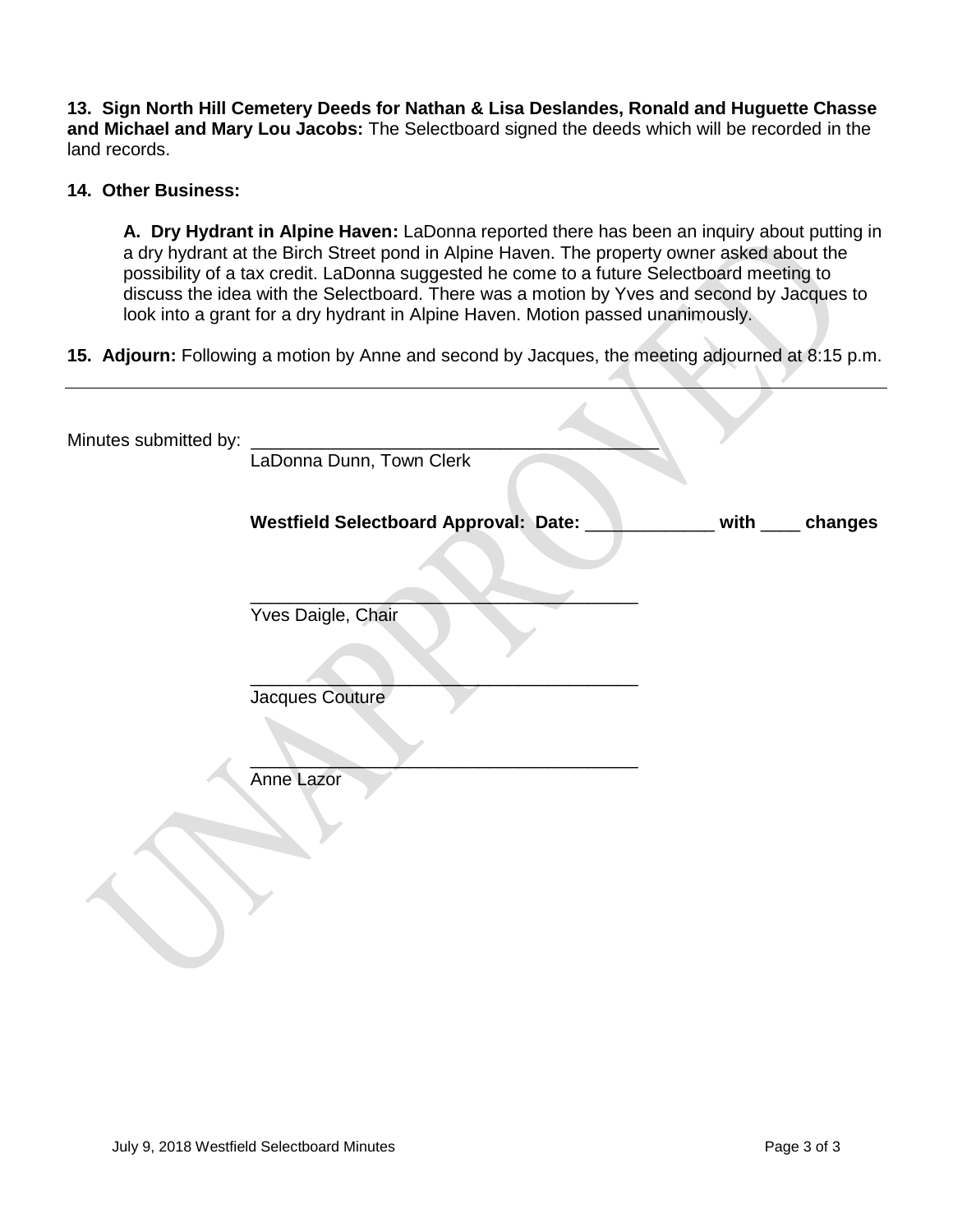**13. Sign North Hill Cemetery Deeds for Nathan & Lisa Deslandes, Ronald and Huguette Chasse and Michael and Mary Lou Jacobs:** The Selectboard signed the deeds which will be recorded in the land records.

**14. Other Business:**

**A. Dry Hydrant in Alpine Haven:** LaDonna reported there has been an inquiry about putting in a dry hydrant at the Birch Street pond in Alpine Haven. The property owner asked about the possibility of a tax credit. LaDonna suggested he come to a future Selectboard meeting to discuss the idea with the Selectboard. There was a motion by Yves and second by Jacques to look into a grant for a dry hydrant in Alpine Haven. Motion passed unanimously.

**15. Adjourn:** Following a motion by Anne and second by Jacques, the meeting adjourned at 8:15 p.m.

---

Minutes submitted by: ________________________________________
LaDonna Dunn, Town Clerk

**Westfield Selectboard Approval: Date: _____________ with ____ changes**

________________________________________
Yves Daigle, Chair

________________________________________
Jacques Couture

________________________________________
Anne Lazor

UNAPPROVED